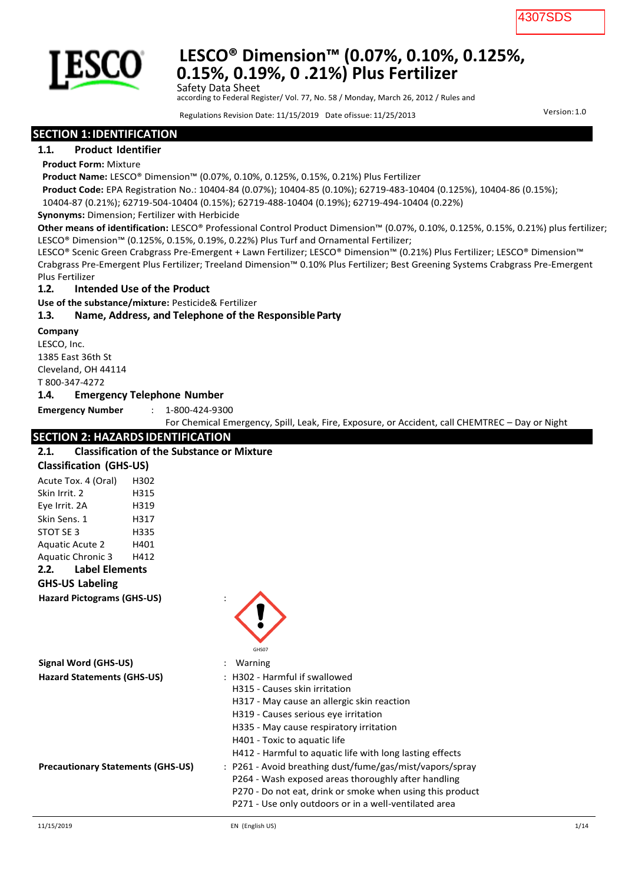4307SDS

# LESCO® Dimension™ (0.07%, 0.10%, 0.125%, 0.15%, 0.19%, 0 .21%) Plus Fertilizer

Safety Data Sheet
according to Federal Register/ Vol. 77, No. 58 / Monday, March 26, 2012 / Rules and

Regulations Revision Date: 11/15/2019 Date ofissue: 11/25/2013 Version: 1.0

## SECTION 1: IDENTIFICATION

### 1.1. Product Identifier

**Product Form:** Mixture

**Product Name:** LESCO® Dimension™ (0.07%, 0.10%, 0.125%, 0.15%, 0.21%) Plus Fertilizer

**Product Code:** EPA Registration No.: 10404-84 (0.07%); 10404-85 (0.10%); 62719-483-10404 (0.125%), 10404-86 (0.15%); 10404-87 (0.21%); 62719-504-10404 (0.15%); 62719-488-10404 (0.19%); 62719-494-10404 (0.22%)

**Synonyms:** Dimension; Fertilizer with Herbicide

**Other means of identification:** LESCO® Professional Control Product Dimension™ (0.07%, 0.10%, 0.125%, 0.15%, 0.21%) plus fertilizer; LESCO® Dimension™ (0.125%, 0.15%, 0.19%, 0.22%) Plus Turf and Ornamental Fertilizer;
LESCO® Scenic Green Crabgrass Pre-Emergent + Lawn Fertilizer; LESCO® Dimension™ (0.21%) Plus Fertilizer; LESCO® Dimension™ Crabgrass Pre-Emergent Plus Fertilizer; Treeland Dimension™ 0.10% Plus Fertilizer; Best Greening Systems Crabgrass Pre-Emergent Plus Fertilizer

### 1.2. Intended Use of the Product

**Use of the substance/mixture:** Pesticide& Fertilizer

### 1.3. Name, Address, and Telephone of the Responsible Party

**Company**
LESCO, Inc.
1385 East 36th St
Cleveland, OH 44114
T 800-347-4272

### 1.4. Emergency Telephone Number

**Emergency Number** : 1-800-424-9300
For Chemical Emergency, Spill, Leak, Fire, Exposure, or Accident, call CHEMTREC – Day or Night

## SECTION 2: HAZARDS IDENTIFICATION

### 2.1. Classification of the Substance or Mixture

**Classification (GHS-US)**

| | |
|---|---|
| Acute Tox. 4 (Oral) | H302 |
| Skin Irrit. 2 | H315 |
| Eye Irrit. 2A | H319 |
| Skin Sens. 1 | H317 |
| STOT SE 3 | H335 |
| Aquatic Acute 2 | H401 |
| Aquatic Chronic 3 | H412 |

### 2.2. Label Elements

**GHS-US Labeling**

**Hazard Pictograms (GHS-US)** :

GHS07

**Signal Word (GHS-US)** : Warning

**Hazard Statements (GHS-US)** :
H302 - Harmful if swallowed
H315 - Causes skin irritation
H317 - May cause an allergic skin reaction
H319 - Causes serious eye irritation
H335 - May cause respiratory irritation
H401 - Toxic to aquatic life
H412 - Harmful to aquatic life with long lasting effects

**Precautionary Statements (GHS-US)** :
P261 - Avoid breathing dust/fume/gas/mist/vapors/spray
P264 - Wash exposed areas thoroughly after handling
P270 - Do not eat, drink or smoke when using this product
P271 - Use only outdoors or in a well-ventilated area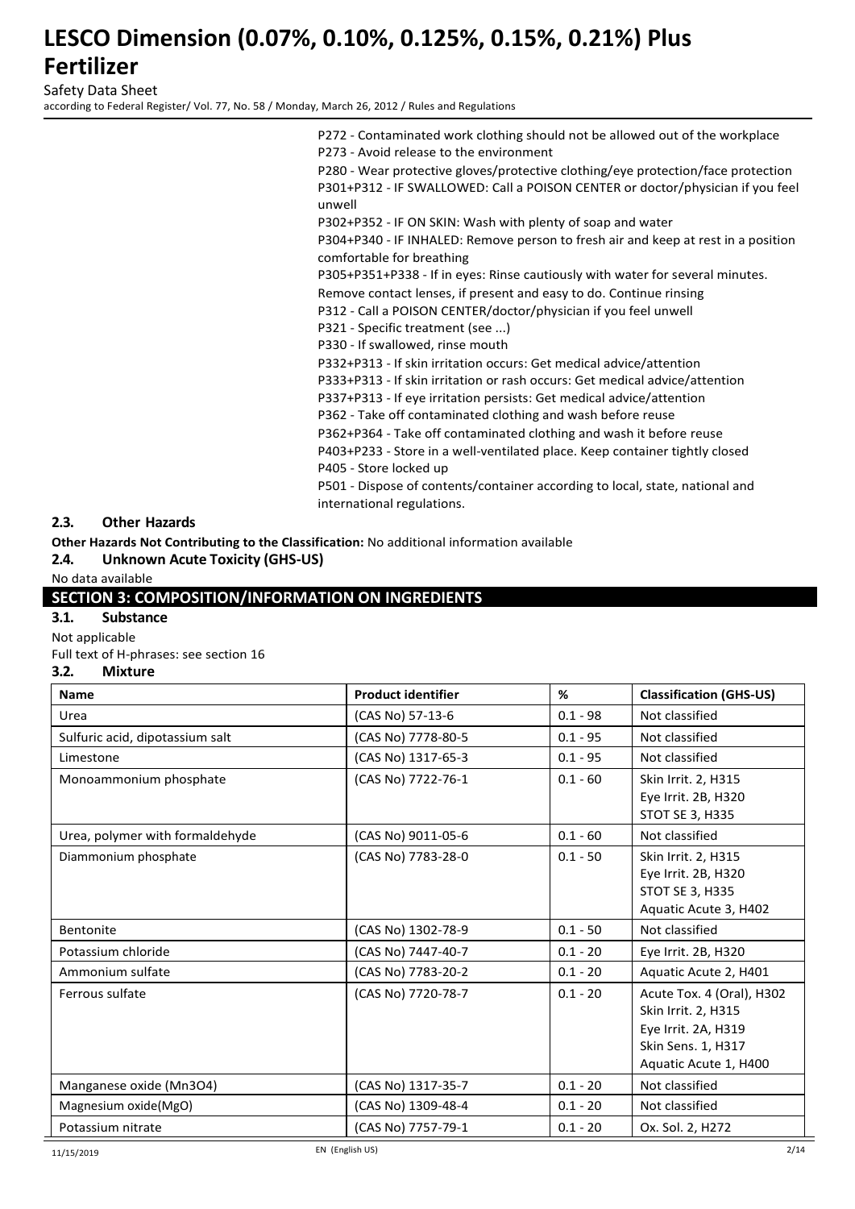P272 - Contaminated work clothing should not be allowed out of the workplace
P273 - Avoid release to the environment
P280 - Wear protective gloves/protective clothing/eye protection/face protection
P301+P312 - IF SWALLOWED: Call a POISON CENTER or doctor/physician if you feel unwell
P302+P352 - IF ON SKIN: Wash with plenty of soap and water
P304+P340 - IF INHALED: Remove person to fresh air and keep at rest in a position comfortable for breathing
P305+P351+P338 - If in eyes: Rinse cautiously with water for several minutes. Remove contact lenses, if present and easy to do. Continue rinsing
P312 - Call a POISON CENTER/doctor/physician if you feel unwell
P321 - Specific treatment (see ...)
P330 - If swallowed, rinse mouth
P332+P313 - If skin irritation occurs: Get medical advice/attention
P333+P313 - If skin irritation or rash occurs: Get medical advice/attention
P337+P313 - If eye irritation persists: Get medical advice/attention
P362 - Take off contaminated clothing and wash before reuse
P362+P364 - Take off contaminated clothing and wash it before reuse
P403+P233 - Store in a well-ventilated place. Keep container tightly closed
P405 - Store locked up
P501 - Dispose of contents/container according to local, state, national and international regulations.

### 2.3. Other Hazards

**Other Hazards Not Contributing to the Classification:** No additional information available

### 2.4. Unknown Acute Toxicity (GHS-US)

No data available

## SECTION 3: COMPOSITION/INFORMATION ON INGREDIENTS

### 3.1. Substance

Not applicable

Full text of H-phrases: see section 16

### 3.2. Mixture

| Name | Product identifier | % | Classification (GHS-US) |
|---|---|---|---|
| Urea | (CAS No) 57-13-6 | 0.1 - 98 | Not classified |
| Sulfuric acid, dipotassium salt | (CAS No) 7778-80-5 | 0.1 - 95 | Not classified |
| Limestone | (CAS No) 1317-65-3 | 0.1 - 95 | Not classified |
| Monoammonium phosphate | (CAS No) 7722-76-1 | 0.1 - 60 | Skin Irrit. 2, H315<br>Eye Irrit. 2B, H320<br>STOT SE 3, H335 |
| Urea, polymer with formaldehyde | (CAS No) 9011-05-6 | 0.1 - 60 | Not classified |
| Diammonium phosphate | (CAS No) 7783-28-0 | 0.1 - 50 | Skin Irrit. 2, H315<br>Eye Irrit. 2B, H320<br>STOT SE 3, H335<br>Aquatic Acute 3, H402 |
| Bentonite | (CAS No) 1302-78-9 | 0.1 - 50 | Not classified |
| Potassium chloride | (CAS No) 7447-40-7 | 0.1 - 20 | Eye Irrit. 2B, H320 |
| Ammonium sulfate | (CAS No) 7783-20-2 | 0.1 - 20 | Aquatic Acute 2, H401 |
| Ferrous sulfate | (CAS No) 7720-78-7 | 0.1 - 20 | Acute Tox. 4 (Oral), H302<br>Skin Irrit. 2, H315<br>Eye Irrit. 2A, H319<br>Skin Sens. 1, H317<br>Aquatic Acute 1, H400 |
| Manganese oxide (Mn3O4) | (CAS No) 1317-35-7 | 0.1 - 20 | Not classified |
| Magnesium oxide(MgO) | (CAS No) 1309-48-4 | 0.1 - 20 | Not classified |
| Potassium nitrate | (CAS No) 7757-79-1 | 0.1 - 20 | Ox. Sol. 2, H272 |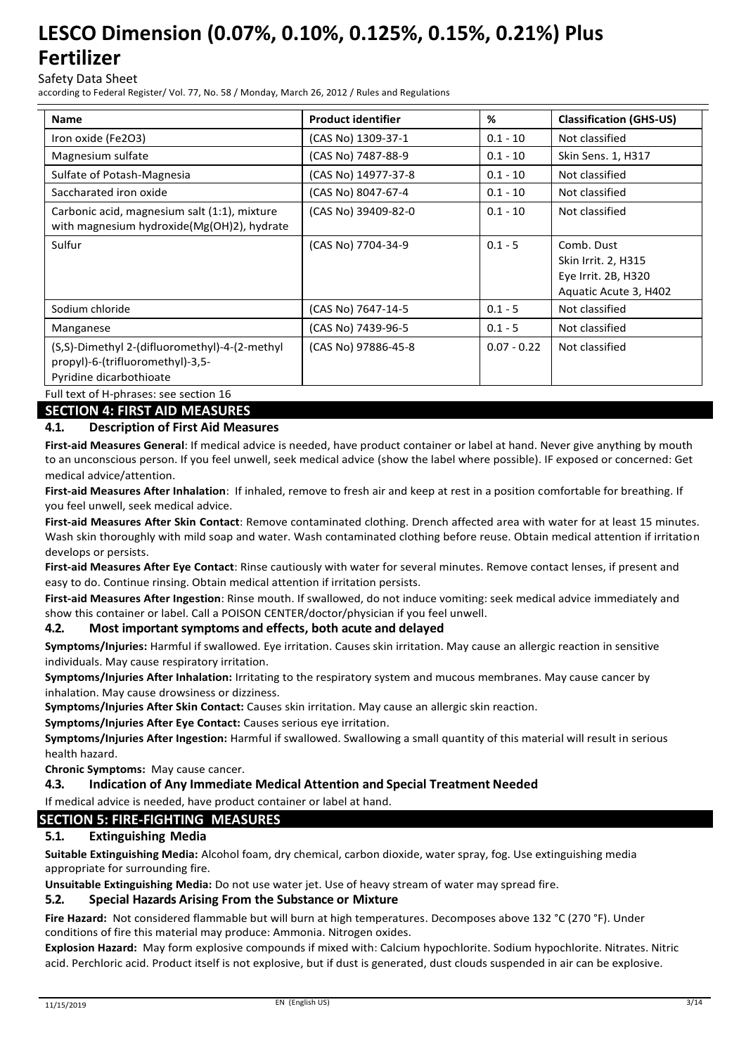| Name | Product identifier | % | Classification (GHS-US) |
|---|---|---|---|
| Iron oxide (Fe2O3) | (CAS No) 1309-37-1 | 0.1 - 10 | Not classified |
| Magnesium sulfate | (CAS No) 7487-88-9 | 0.1 - 10 | Skin Sens. 1, H317 |
| Sulfate of Potash-Magnesia | (CAS No) 14977-37-8 | 0.1 - 10 | Not classified |
| Saccharated iron oxide | (CAS No) 8047-67-4 | 0.1 - 10 | Not classified |
| Carbonic acid, magnesium salt (1:1), mixture with magnesium hydroxide(Mg(OH)2), hydrate | (CAS No) 39409-82-0 | 0.1 - 10 | Not classified |
| Sulfur | (CAS No) 7704-34-9 | 0.1 - 5 | Comb. Dust<br>Skin Irrit. 2, H315<br>Eye Irrit. 2B, H320<br>Aquatic Acute 3, H402 |
| Sodium chloride | (CAS No) 7647-14-5 | 0.1 - 5 | Not classified |
| Manganese | (CAS No) 7439-96-5 | 0.1 - 5 | Not classified |
| (S,S)-Dimethyl 2-(difluoromethyl)-4-(2-methyl propyl)-6-(trifluoromethyl)-3,5-Pyridine dicarbothioate | (CAS No) 97886-45-8 | 0.07 - 0.22 | Not classified |

Full text of H-phrases: see section 16

## SECTION 4: FIRST AID MEASURES

### 4.1. Description of First Aid Measures

**First-aid Measures General**: If medical advice is needed, have product container or label at hand. Never give anything by mouth to an unconscious person. If you feel unwell, seek medical advice (show the label where possible). IF exposed or concerned: Get medical advice/attention.

**First-aid Measures After Inhalation**: If inhaled, remove to fresh air and keep at rest in a position comfortable for breathing. If you feel unwell, seek medical advice.

**First-aid Measures After Skin Contact**: Remove contaminated clothing. Drench affected area with water for at least 15 minutes. Wash skin thoroughly with mild soap and water. Wash contaminated clothing before reuse. Obtain medical attention if irritation develops or persists.

**First-aid Measures After Eye Contact**: Rinse cautiously with water for several minutes. Remove contact lenses, if present and easy to do. Continue rinsing. Obtain medical attention if irritation persists.

**First-aid Measures After Ingestion**: Rinse mouth. If swallowed, do not induce vomiting: seek medical advice immediately and show this container or label. Call a POISON CENTER/doctor/physician if you feel unwell.

### 4.2. Most important symptoms and effects, both acute and delayed

**Symptoms/Injuries:** Harmful if swallowed. Eye irritation. Causes skin irritation. May cause an allergic reaction in sensitive individuals. May cause respiratory irritation.

**Symptoms/Injuries After Inhalation:** Irritating to the respiratory system and mucous membranes. May cause cancer by inhalation. May cause drowsiness or dizziness.

**Symptoms/Injuries After Skin Contact:** Causes skin irritation. May cause an allergic skin reaction.

**Symptoms/Injuries After Eye Contact:** Causes serious eye irritation.

**Symptoms/Injuries After Ingestion:** Harmful if swallowed. Swallowing a small quantity of this material will result in serious health hazard.

**Chronic Symptoms:** May cause cancer.

### 4.3. Indication of Any Immediate Medical Attention and Special Treatment Needed

If medical advice is needed, have product container or label at hand.

## SECTION 5: FIRE-FIGHTING MEASURES

### 5.1. Extinguishing Media

**Suitable Extinguishing Media:** Alcohol foam, dry chemical, carbon dioxide, water spray, fog. Use extinguishing media appropriate for surrounding fire.

**Unsuitable Extinguishing Media:** Do not use water jet. Use of heavy stream of water may spread fire.

### 5.2. Special Hazards Arising From the Substance or Mixture

**Fire Hazard:** Not considered flammable but will burn at high temperatures. Decomposes above 132 °C (270 °F). Under conditions of fire this material may produce: Ammonia. Nitrogen oxides.

**Explosion Hazard:** May form explosive compounds if mixed with: Calcium hypochlorite. Sodium hypochlorite. Nitrates. Nitric acid. Perchloric acid. Product itself is not explosive, but if dust is generated, dust clouds suspended in air can be explosive.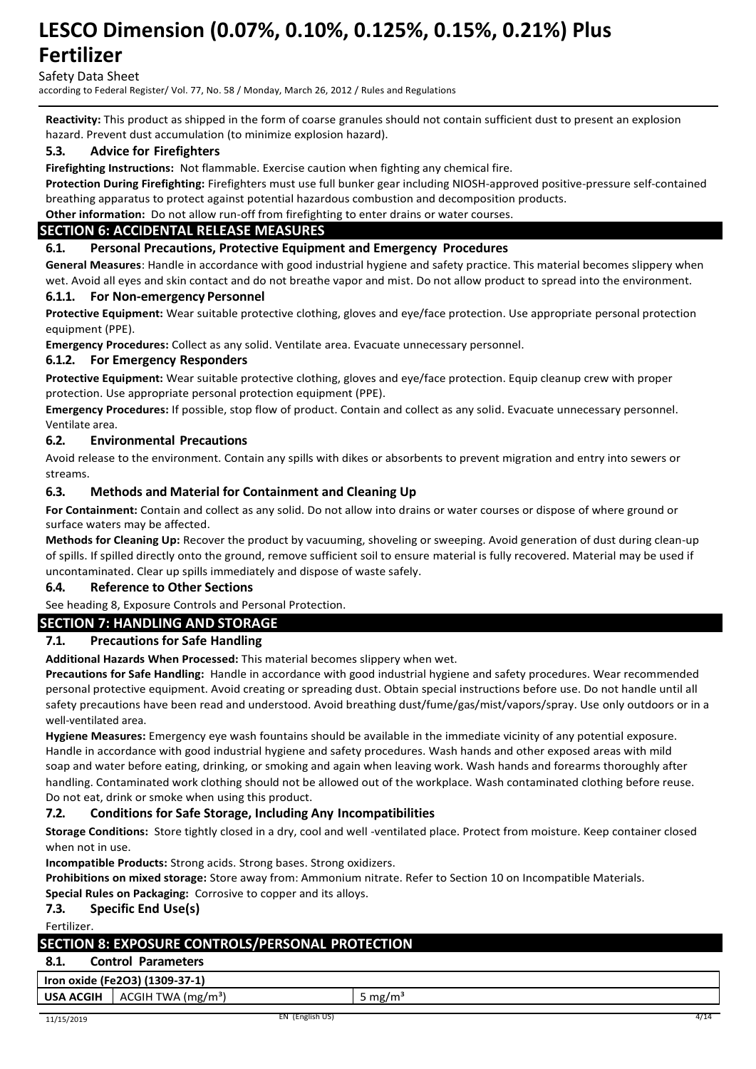**Reactivity:** This product as shipped in the form of coarse granules should not contain sufficient dust to present an explosion hazard. Prevent dust accumulation (to minimize explosion hazard).

### 5.3. Advice for Firefighters

**Firefighting Instructions:** Not flammable. Exercise caution when fighting any chemical fire.

**Protection During Firefighting:** Firefighters must use full bunker gear including NIOSH-approved positive-pressure self-contained breathing apparatus to protect against potential hazardous combustion and decomposition products.

**Other information:** Do not allow run-off from firefighting to enter drains or water courses.

## SECTION 6: ACCIDENTAL RELEASE MEASURES

### 6.1. Personal Precautions, Protective Equipment and Emergency Procedures

**General Measures**: Handle in accordance with good industrial hygiene and safety practice. This material becomes slippery when wet. Avoid all eyes and skin contact and do not breathe vapor and mist. Do not allow product to spread into the environment.

#### 6.1.1. For Non-emergency Personnel

**Protective Equipment:** Wear suitable protective clothing, gloves and eye/face protection. Use appropriate personal protection equipment (PPE).

**Emergency Procedures:** Collect as any solid. Ventilate area. Evacuate unnecessary personnel.

#### 6.1.2. For Emergency Responders

**Protective Equipment:** Wear suitable protective clothing, gloves and eye/face protection. Equip cleanup crew with proper protection. Use appropriate personal protection equipment (PPE).

**Emergency Procedures:** If possible, stop flow of product. Contain and collect as any solid. Evacuate unnecessary personnel. Ventilate area.

### 6.2. Environmental Precautions

Avoid release to the environment. Contain any spills with dikes or absorbents to prevent migration and entry into sewers or streams.

### 6.3. Methods and Material for Containment and Cleaning Up

**For Containment:** Contain and collect as any solid. Do not allow into drains or water courses or dispose of where ground or surface waters may be affected.

**Methods for Cleaning Up:** Recover the product by vacuuming, shoveling or sweeping. Avoid generation of dust during clean-up of spills. If spilled directly onto the ground, remove sufficient soil to ensure material is fully recovered. Material may be used if uncontaminated. Clear up spills immediately and dispose of waste safely.

### 6.4. Reference to Other Sections

See heading 8, Exposure Controls and Personal Protection.

## SECTION 7: HANDLING AND STORAGE

### 7.1. Precautions for Safe Handling

**Additional Hazards When Processed:** This material becomes slippery when wet.

**Precautions for Safe Handling:** Handle in accordance with good industrial hygiene and safety procedures. Wear recommended personal protective equipment. Avoid creating or spreading dust. Obtain special instructions before use. Do not handle until all safety precautions have been read and understood. Avoid breathing dust/fume/gas/mist/vapors/spray. Use only outdoors or in a well-ventilated area.

**Hygiene Measures:** Emergency eye wash fountains should be available in the immediate vicinity of any potential exposure. Handle in accordance with good industrial hygiene and safety procedures. Wash hands and other exposed areas with mild soap and water before eating, drinking, or smoking and again when leaving work. Wash hands and forearms thoroughly after handling. Contaminated work clothing should not be allowed out of the workplace. Wash contaminated clothing before reuse. Do not eat, drink or smoke when using this product.

### 7.2. Conditions for Safe Storage, Including Any Incompatibilities

**Storage Conditions:** Store tightly closed in a dry, cool and well -ventilated place. Protect from moisture. Keep container closed when not in use.

**Incompatible Products:** Strong acids. Strong bases. Strong oxidizers.

**Prohibitions on mixed storage:** Store away from: Ammonium nitrate. Refer to Section 10 on Incompatible Materials.

**Special Rules on Packaging:** Corrosive to copper and its alloys.

### 7.3. Specific End Use(s)

Fertilizer.

## SECTION 8: EXPOSURE CONTROLS/PERSONAL PROTECTION

### 8.1. Control Parameters

| Iron oxide ($Fe_2O_3$) (1309-37-1) | | |
|---|---|---|
| **USA ACGIH** | ACGIH TWA (mg/m³) | 5 mg/m³ |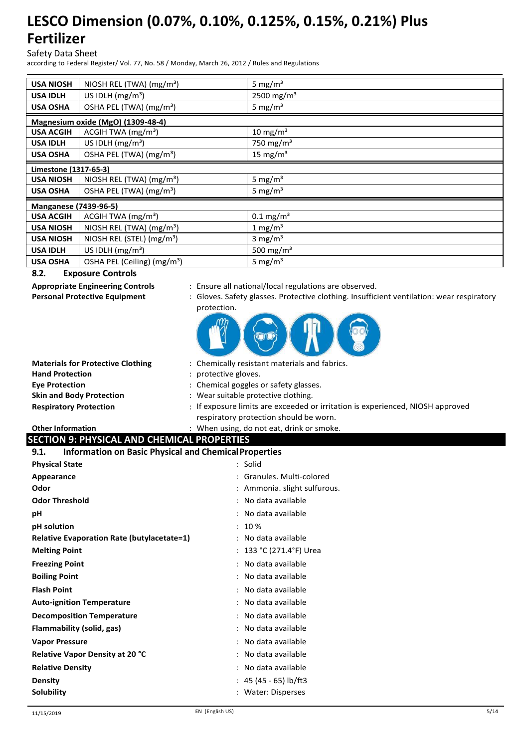| | | |
|---|---|---|
| **USA NIOSH** | NIOSH REL (TWA) (mg/m³) | 5 mg/m³ |
| **USA IDLH** | US IDLH (mg/m³) | 2500 mg/m³ |
| **USA OSHA** | OSHA PEL (TWA) (mg/m³) | 5 mg/m³ |
| **Magnesium oxide (MgO) (1309-48-4)** | | |
| **USA ACGIH** | ACGIH TWA (mg/m³) | 10 mg/m³ |
| **USA IDLH** | US IDLH (mg/m³) | 750 mg/m³ |
| **USA OSHA** | OSHA PEL (TWA) (mg/m³) | 15 mg/m³ |
| **Limestone (1317-65-3)** | | |
| **USA NIOSH** | NIOSH REL (TWA) (mg/m³) | 5 mg/m³ |
| **USA OSHA** | OSHA PEL (TWA) (mg/m³) | 5 mg/m³ |
| **Manganese (7439-96-5)** | | |
| **USA ACGIH** | ACGIH TWA (mg/m³) | 0.1 mg/m³ |
| **USA NIOSH** | NIOSH REL (TWA) (mg/m³) | 1 mg/m³ |
| **USA NIOSH** | NIOSH REL (STEL) (mg/m³) | 3 mg/m³ |
| **USA IDLH** | US IDLH (mg/m³) | 500 mg/m³ |
| **USA OSHA** | OSHA PEL (Ceiling) (mg/m³) | 5 mg/m³ |

### 8.2. Exposure Controls

**Appropriate Engineering Controls** : Ensure all national/local regulations are observed.

**Personal Protective Equipment** : Gloves. Safety glasses. Protective clothing. Insufficient ventilation: wear respiratory protection.

**Materials for Protective Clothing** : Chemically resistant materials and fabrics.

**Hand Protection** : protective gloves.

**Eye Protection** : Chemical goggles or safety glasses.

**Skin and Body Protection** : Wear suitable protective clothing.

**Respiratory Protection** : If exposure limits are exceeded or irritation is experienced, NIOSH approved respiratory protection should be worn.

**Other Information** : When using, do not eat, drink or smoke.

## SECTION 9: PHYSICAL AND CHEMICAL PROPERTIES

### 9.1. Information on Basic Physical and Chemical Properties

**Physical State** : Solid

**Appearance** : Granules. Multi-colored

**Odor** : Ammonia. slight sulfurous.

**Odor Threshold** : No data available

**pH** : No data available

**pH solution** : 10 %

**Relative Evaporation Rate (butylacetate=1)** : No data available

**Melting Point** : 133 °C (271.4°F) Urea

**Freezing Point** : No data available

**Boiling Point** : No data available

**Flash Point** : No data available

**Auto-ignition Temperature** : No data available

**Decomposition Temperature** : No data available

**Flammability (solid, gas)** : No data available

**Vapor Pressure** : No data available

**Relative Vapor Density at 20 °C** : No data available

**Relative Density** : No data available

**Density** : 45 (45 - 65) lb/ft3

**Solubility** : Water: Disperses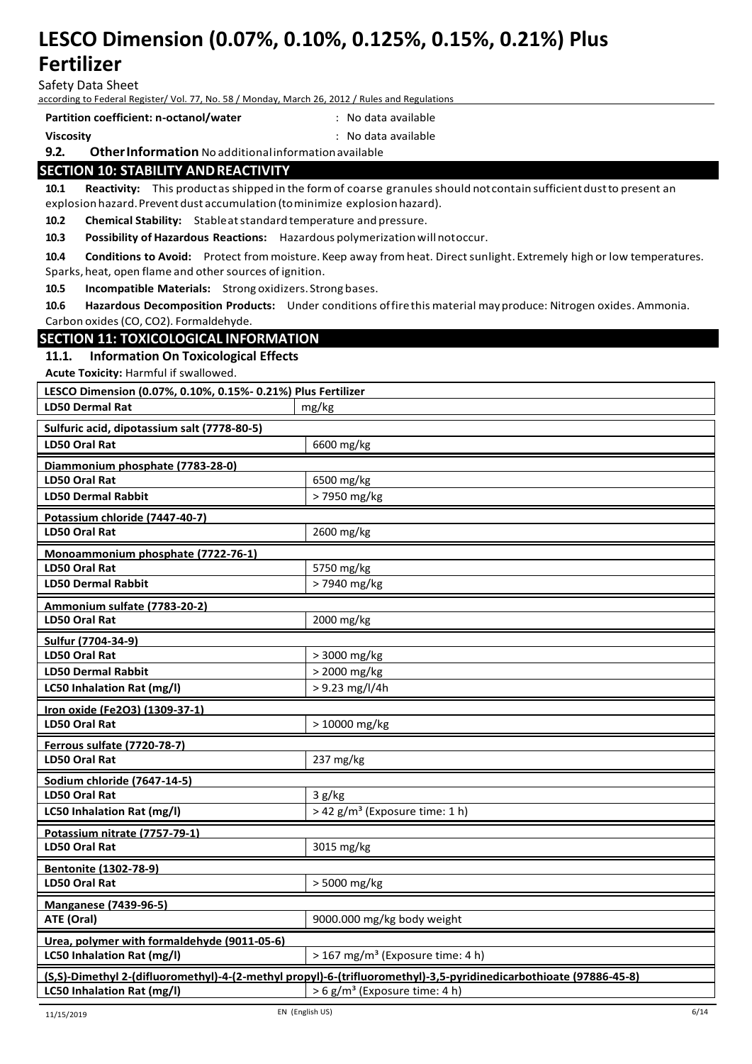**Partition coefficient: n-octanol/water** : No data available

**Viscosity** : No data available

**9.2. Other Information** No additional information available

## SECTION 10: STABILITY AND REACTIVITY

**10.1 Reactivity:** This product as shipped in the form of coarse granules should not contain sufficient dust to present an explosion hazard. Prevent dust accumulation (to minimize explosion hazard).

**10.2 Chemical Stability:** Stable at standard temperature and pressure.

**10.3 Possibility of Hazardous Reactions:** Hazardous polymerization will not occur.

**10.4 Conditions to Avoid:** Protect from moisture. Keep away from heat. Direct sunlight. Extremely high or low temperatures. Sparks, heat, open flame and other sources of ignition.

**10.5 Incompatible Materials:** Strong oxidizers. Strong bases.

**10.6 Hazardous Decomposition Products:** Under conditions of fire this material may produce: Nitrogen oxides. Ammonia. Carbon oxides (CO, CO2). Formaldehyde.

## SECTION 11: TOXICOLOGICAL INFORMATION

### 11.1. Information On Toxicological Effects

**Acute Toxicity:** Harmful if swallowed.

| **LESCO Dimension (0.07%, 0.10%, 0.15%- 0.21%) Plus Fertilizer** | |
|---|---|
| **LD50 Dermal Rat** | mg/kg |

| **Sulfuric acid, dipotassium salt (7778-80-5)** | |
|---|---|
| **LD50 Oral Rat** | 6600 mg/kg |

| **Diammonium phosphate (7783-28-0)** | |
|---|---|
| **LD50 Oral Rat** | 6500 mg/kg |
| **LD50 Dermal Rabbit** | > 7950 mg/kg |

| **Potassium chloride (7447-40-7)** | |
|---|---|
| **LD50 Oral Rat** | 2600 mg/kg |

| **Monoammonium phosphate (7722-76-1)** | |
|---|---|
| **LD50 Oral Rat** | 5750 mg/kg |
| **LD50 Dermal Rabbit** | > 7940 mg/kg |

| **Ammonium sulfate (7783-20-2)** | |
|---|---|
| **LD50 Oral Rat** | 2000 mg/kg |

| **Sulfur (7704-34-9)** | |
|---|---|
| **LD50 Oral Rat** | > 3000 mg/kg |
| **LD50 Dermal Rabbit** | > 2000 mg/kg |
| **LC50 Inhalation Rat (mg/l)** | > 9.23 mg/l/4h |

| **Iron oxide (Fe2O3) (1309-37-1)** | |
|---|---|
| **LD50 Oral Rat** | > 10000 mg/kg |

| **Ferrous sulfate (7720-78-7)** | |
|---|---|
| **LD50 Oral Rat** | 237 mg/kg |

| **Sodium chloride (7647-14-5)** | |
|---|---|
| **LD50 Oral Rat** | 3 g/kg |
| **LC50 Inhalation Rat (mg/l)** | > 42 g/m³ (Exposure time: 1 h) |

| **Potassium nitrate (7757-79-1)** | |
|---|---|
| **LD50 Oral Rat** | 3015 mg/kg |

| **Bentonite (1302-78-9)** | |
|---|---|
| **LD50 Oral Rat** | > 5000 mg/kg |

| **Manganese (7439-96-5)** | |
|---|---|
| **ATE (Oral)** | 9000.000 mg/kg body weight |

| **Urea, polymer with formaldehyde (9011-05-6)** | |
|---|---|
| **LC50 Inhalation Rat (mg/l)** | > 167 mg/m³ (Exposure time: 4 h) |

| **(S,S)-Dimethyl 2-(difluoromethyl)-4-(2-methyl propyl)-6-(trifluoromethyl)-3,5-pyridinedicarbothioate (97886-45-8)** | |
|---|---|
| **LC50 Inhalation Rat (mg/l)** | > 6 g/m³ (Exposure time: 4 h) |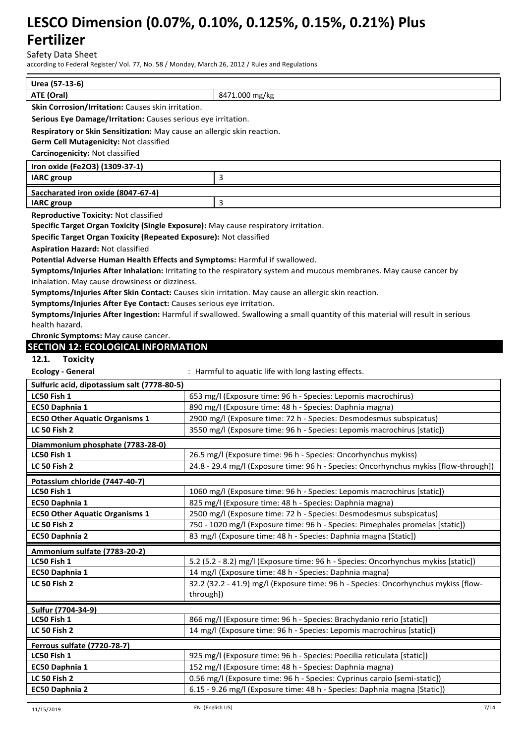| Urea (57-13-6) | |
|---|---|
| ATE (Oral) | 8471.000 mg/kg |

**Skin Corrosion/Irritation:** Causes skin irritation.

**Serious Eye Damage/Irritation:** Causes serious eye irritation.

**Respiratory or Skin Sensitization:** May cause an allergic skin reaction.

**Germ Cell Mutagenicity:** Not classified

**Carcinogenicity:** Not classified

| Iron oxide ($Fe_2O_3$) (1309-37-1) | |
|---|---|
| IARC group | 3 |
| **Saccharated iron oxide (8047-67-4)** | |
| IARC group | 3 |

**Reproductive Toxicity:** Not classified

**Specific Target Organ Toxicity (Single Exposure):** May cause respiratory irritation.

**Specific Target Organ Toxicity (Repeated Exposure):** Not classified

**Aspiration Hazard:** Not classified

**Potential Adverse Human Health Effects and Symptoms:** Harmful if swallowed.

**Symptoms/Injuries After Inhalation:** Irritating to the respiratory system and mucous membranes. May cause cancer by inhalation. May cause drowsiness or dizziness.

**Symptoms/Injuries After Skin Contact:** Causes skin irritation. May cause an allergic skin reaction.

**Symptoms/Injuries After Eye Contact:** Causes serious eye irritation.

**Symptoms/Injuries After Ingestion:** Harmful if swallowed. Swallowing a small quantity of this material will result in serious health hazard.

**Chronic Symptoms:** May cause cancer.

## SECTION 12: ECOLOGICAL INFORMATION

### 12.1. Toxicity

**Ecology - General** : Harmful to aquatic life with long lasting effects.

| Sulfuric acid, dipotassium salt (7778-80-5) | |
|---|---|
| LC50 Fish 1 | 653 mg/l (Exposure time: 96 h - Species: Lepomis macrochirus) |
| EC50 Daphnia 1 | 890 mg/l (Exposure time: 48 h - Species: Daphnia magna) |
| EC50 Other Aquatic Organisms 1 | 2900 mg/l (Exposure time: 72 h - Species: Desmodesmus subspicatus) |
| LC 50 Fish 2 | 3550 mg/l (Exposure time: 96 h - Species: Lepomis macrochirus [static]) |
| **Diammonium phosphate (7783-28-0)** | |
| LC50 Fish 1 | 26.5 mg/l (Exposure time: 96 h - Species: Oncorhynchus mykiss) |
| LC 50 Fish 2 | 24.8 - 29.4 mg/l (Exposure time: 96 h - Species: Oncorhynchus mykiss [flow-through]) |
| **Potassium chloride (7447-40-7)** | |
| LC50 Fish 1 | 1060 mg/l (Exposure time: 96 h - Species: Lepomis macrochirus [static]) |
| EC50 Daphnia 1 | 825 mg/l (Exposure time: 48 h - Species: Daphnia magna) |
| EC50 Other Aquatic Organisms 1 | 2500 mg/l (Exposure time: 72 h - Species: Desmodesmus subspicatus) |
| LC 50 Fish 2 | 750 - 1020 mg/l (Exposure time: 96 h - Species: Pimephales promelas [static]) |
| EC50 Daphnia 2 | 83 mg/l (Exposure time: 48 h - Species: Daphnia magna [Static]) |
| **Ammonium sulfate (7783-20-2)** | |
| LC50 Fish 1 | 5.2 (5.2 - 8.2) mg/l (Exposure time: 96 h - Species: Oncorhynchus mykiss [static]) |
| EC50 Daphnia 1 | 14 mg/l (Exposure time: 48 h - Species: Daphnia magna) |
| LC 50 Fish 2 | 32.2 (32.2 - 41.9) mg/l (Exposure time: 96 h - Species: Oncorhynchus mykiss [flow-through]) |
| **Sulfur (7704-34-9)** | |
| LC50 Fish 1 | 866 mg/l (Exposure time: 96 h - Species: Brachydanio rerio [static]) |
| LC 50 Fish 2 | 14 mg/l (Exposure time: 96 h - Species: Lepomis macrochirus [static]) |
| **Ferrous sulfate (7720-78-7)** | |
| LC50 Fish 1 | 925 mg/l (Exposure time: 96 h - Species: Poecilia reticulata [static]) |
| EC50 Daphnia 1 | 152 mg/l (Exposure time: 48 h - Species: Daphnia magna) |
| LC 50 Fish 2 | 0.56 mg/l (Exposure time: 96 h - Species: Cyprinus carpio [semi-static]) |
| EC50 Daphnia 2 | 6.15 - 9.26 mg/l (Exposure time: 48 h - Species: Daphnia magna [Static]) |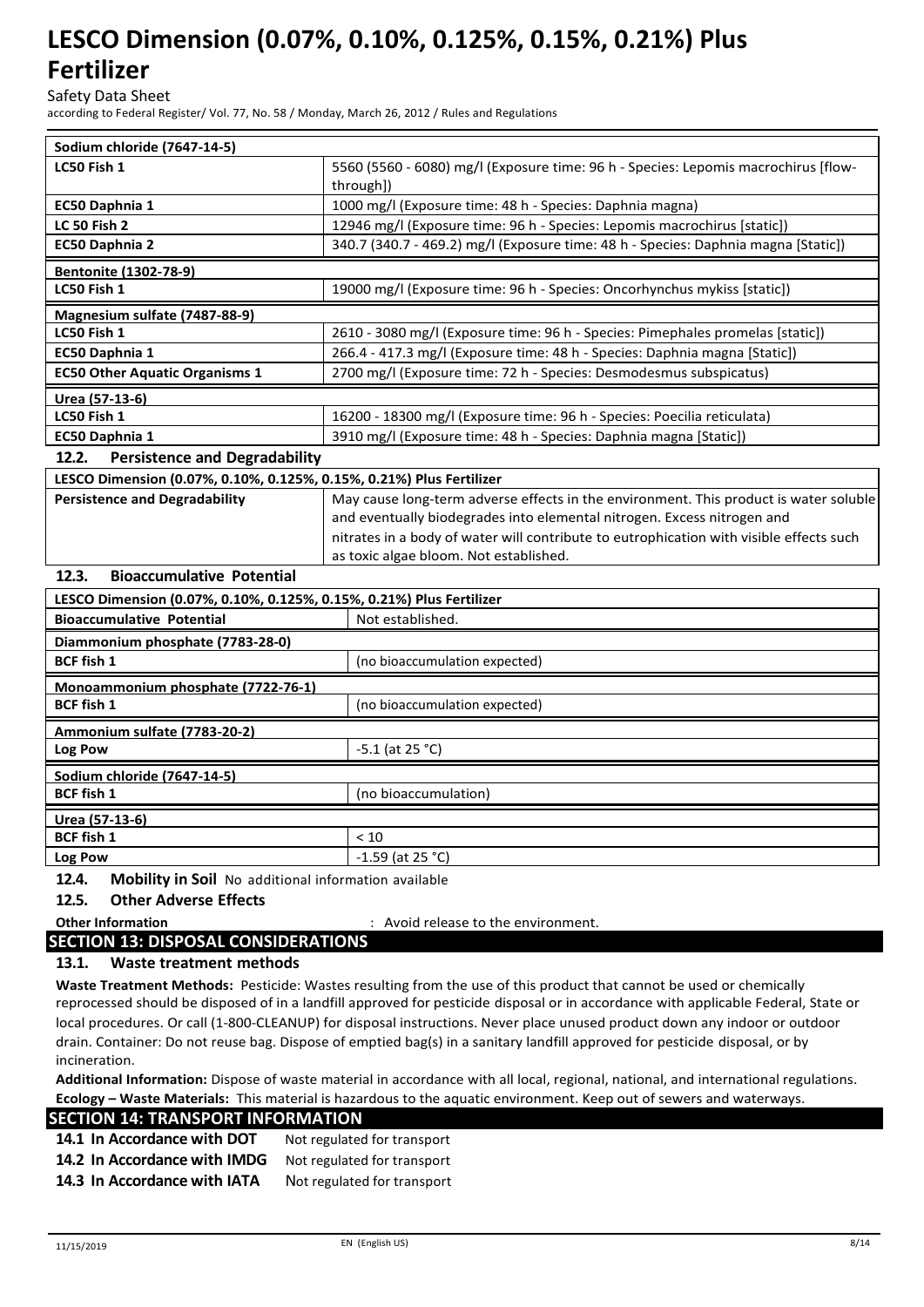| Sodium chloride (7647-14-5) | |
|---|---|
| LC50 Fish 1 | 5560 (5560 - 6080) mg/l (Exposure time: 96 h - Species: Lepomis macrochirus [flow-through]) |
| EC50 Daphnia 1 | 1000 mg/l (Exposure time: 48 h - Species: Daphnia magna) |
| LC 50 Fish 2 | 12946 mg/l (Exposure time: 96 h - Species: Lepomis macrochirus [static]) |
| EC50 Daphnia 2 | 340.7 (340.7 - 469.2) mg/l (Exposure time: 48 h - Species: Daphnia magna [Static]) |

| Bentonite (1302-78-9) | |
|---|---|
| LC50 Fish 1 | 19000 mg/l (Exposure time: 96 h - Species: Oncorhynchus mykiss [static]) |

| Magnesium sulfate (7487-88-9) | |
|---|---|
| LC50 Fish 1 | 2610 - 3080 mg/l (Exposure time: 96 h - Species: Pimephales promelas [static]) |
| EC50 Daphnia 1 | 266.4 - 417.3 mg/l (Exposure time: 48 h - Species: Daphnia magna [Static]) |
| EC50 Other Aquatic Organisms 1 | 2700 mg/l (Exposure time: 72 h - Species: Desmodesmus subspicatus) |

| Urea (57-13-6) | |
|---|---|
| LC50 Fish 1 | 16200 - 18300 mg/l (Exposure time: 96 h - Species: Poecilia reticulata) |
| EC50 Daphnia 1 | 3910 mg/l (Exposure time: 48 h - Species: Daphnia magna [Static]) |

### 12.2. Persistence and Degradability

| LESCO Dimension (0.07%, 0.10%, 0.125%, 0.15%, 0.21%) Plus Fertilizer | |
|---|---|
| Persistence and Degradability | May cause long-term adverse effects in the environment. This product is water soluble and eventually biodegrades into elemental nitrogen. Excess nitrogen and nitrates in a body of water will contribute to eutrophication with visible effects such as toxic algae bloom. Not established. |

### 12.3. Bioaccumulative Potential

| LESCO Dimension (0.07%, 0.10%, 0.125%, 0.15%, 0.21%) Plus Fertilizer | |
|---|---|
| Bioaccumulative Potential | Not established. |

| Diammonium phosphate (7783-28-0) | |
|---|---|
| BCF fish 1 | (no bioaccumulation expected) |

| Monoammonium phosphate (7722-76-1) | |
|---|---|
| BCF fish 1 | (no bioaccumulation expected) |

| Ammonium sulfate (7783-20-2) | |
|---|---|
| Log Pow | -5.1 (at 25 °C) |

| Sodium chloride (7647-14-5) | |
|---|---|
| BCF fish 1 | (no bioaccumulation) |

| Urea (57-13-6) | |
|---|---|
| BCF fish 1 | < 10 |
| Log Pow | -1.59 (at 25 °C) |

### 12.4. Mobility in Soil

No additional information available

### 12.5. Other Adverse Effects

**Other Information** : Avoid release to the environment.

## SECTION 13: DISPOSAL CONSIDERATIONS

### 13.1. Waste treatment methods

**Waste Treatment Methods:** Pesticide: Wastes resulting from the use of this product that cannot be used or chemically reprocessed should be disposed of in a landfill approved for pesticide disposal or in accordance with applicable Federal, State or local procedures. Or call (1-800-CLEANUP) for disposal instructions. Never place unused product down any indoor or outdoor drain. Container: Do not reuse bag. Dispose of emptied bag(s) in a sanitary landfill approved for pesticide disposal, or by incineration.

**Additional Information:** Dispose of waste material in accordance with all local, regional, national, and international regulations.

**Ecology – Waste Materials:** This material is hazardous to the aquatic environment. Keep out of sewers and waterways.

## SECTION 14: TRANSPORT INFORMATION

**14.1 In Accordance with DOT** Not regulated for transport

**14.2 In Accordance with IMDG** Not regulated for transport

**14.3 In Accordance with IATA** Not regulated for transport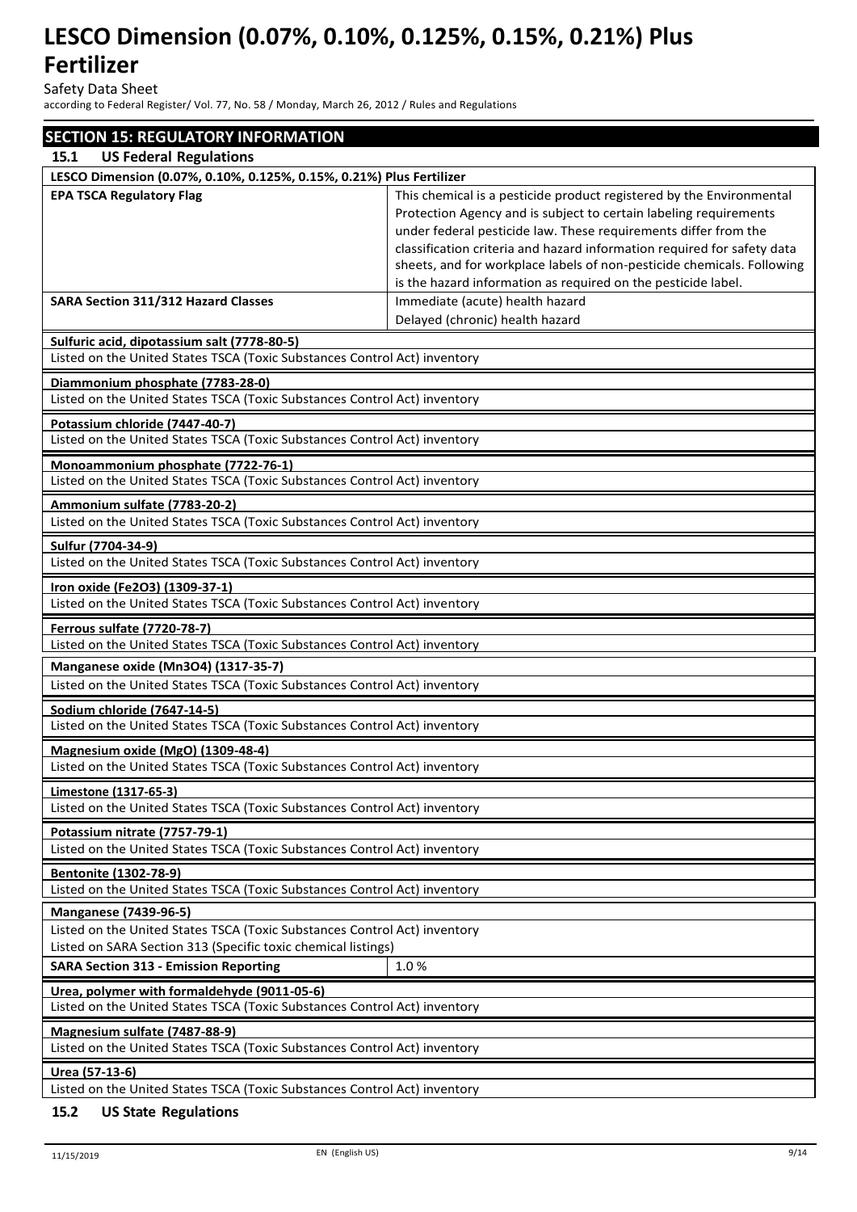## SECTION 15: REGULATORY INFORMATION

### 15.1 US Federal Regulations

| LESCO Dimension (0.07%, 0.10%, 0.125%, 0.15%, 0.21%) Plus Fertilizer | |
|---|---|
| **EPA TSCA Regulatory Flag** | This chemical is a pesticide product registered by the Environmental Protection Agency and is subject to certain labeling requirements under federal pesticide law. These requirements differ from the classification criteria and hazard information required for safety data sheets, and for workplace labels of non-pesticide chemicals. Following is the hazard information as required on the pesticide label. |
| **SARA Section 311/312 Hazard Classes** | Immediate (acute) health hazard<br>Delayed (chronic) health hazard |

**Sulfuric acid, dipotassium salt (7778-80-5)**
Listed on the United States TSCA (Toxic Substances Control Act) inventory

**Diammonium phosphate (7783-28-0)**
Listed on the United States TSCA (Toxic Substances Control Act) inventory

**Potassium chloride (7447-40-7)**
Listed on the United States TSCA (Toxic Substances Control Act) inventory

**Monoammonium phosphate (7722-76-1)**
Listed on the United States TSCA (Toxic Substances Control Act) inventory

**Ammonium sulfate (7783-20-2)**
Listed on the United States TSCA (Toxic Substances Control Act) inventory

**Sulfur (7704-34-9)**
Listed on the United States TSCA (Toxic Substances Control Act) inventory

**Iron oxide ($Fe_2O_3$) (1309-37-1)**
Listed on the United States TSCA (Toxic Substances Control Act) inventory

**Ferrous sulfate (7720-78-7)**
Listed on the United States TSCA (Toxic Substances Control Act) inventory

**Manganese oxide ($Mn_3O_4$) (1317-35-7)**
Listed on the United States TSCA (Toxic Substances Control Act) inventory

**Sodium chloride (7647-14-5)**
Listed on the United States TSCA (Toxic Substances Control Act) inventory

**Magnesium oxide (MgO) (1309-48-4)**
Listed on the United States TSCA (Toxic Substances Control Act) inventory

**Limestone (1317-65-3)**
Listed on the United States TSCA (Toxic Substances Control Act) inventory

**Potassium nitrate (7757-79-1)**
Listed on the United States TSCA (Toxic Substances Control Act) inventory

**Bentonite (1302-78-9)**
Listed on the United States TSCA (Toxic Substances Control Act) inventory

**Manganese (7439-96-5)**
Listed on the United States TSCA (Toxic Substances Control Act) inventory
Listed on SARA Section 313 (Specific toxic chemical listings)

| **SARA Section 313 - Emission Reporting** | 1.0 % |
|---|---|

**Urea, polymer with formaldehyde (9011-05-6)**
Listed on the United States TSCA (Toxic Substances Control Act) inventory

**Magnesium sulfate (7487-88-9)**
Listed on the United States TSCA (Toxic Substances Control Act) inventory

**Urea (57-13-6)**
Listed on the United States TSCA (Toxic Substances Control Act) inventory

### 15.2 US State Regulations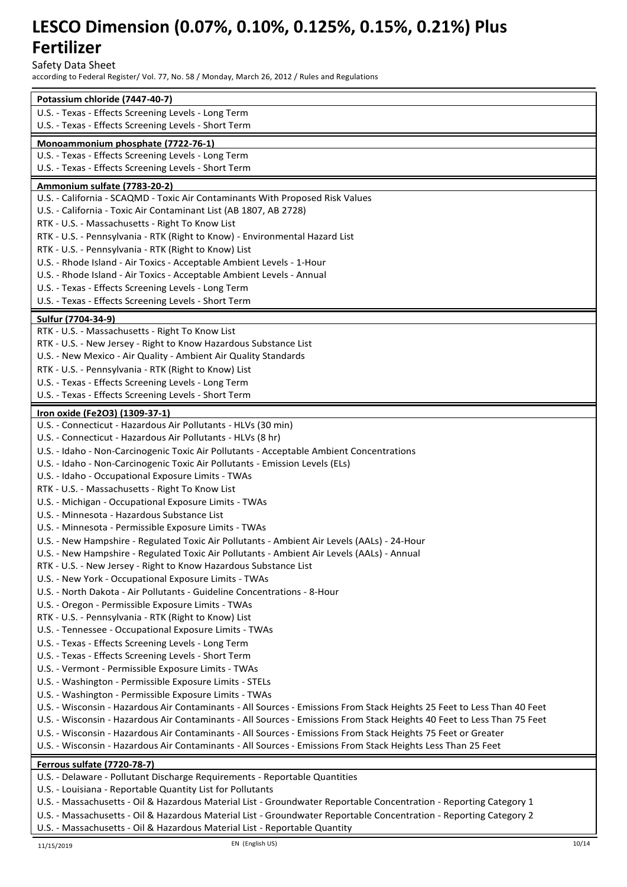| **Potassium chloride (7447-40-7)** |
| --- |
| U.S. - Texas - Effects Screening Levels - Long Term |
| U.S. - Texas - Effects Screening Levels - Short Term |

| **Monoammonium phosphate (7722-76-1)** |
| --- |
| U.S. - Texas - Effects Screening Levels - Long Term |
| U.S. - Texas - Effects Screening Levels - Short Term |

| **Ammonium sulfate (7783-20-2)** |
| --- |
| U.S. - California - SCAQMD - Toxic Air Contaminants With Proposed Risk Values |
| U.S. - California - Toxic Air Contaminant List (AB 1807, AB 2728) |
| RTK - U.S. - Massachusetts - Right To Know List |
| RTK - U.S. - Pennsylvania - RTK (Right to Know) - Environmental Hazard List |
| RTK - U.S. - Pennsylvania - RTK (Right to Know) List |
| U.S. - Rhode Island - Air Toxics - Acceptable Ambient Levels - 1-Hour |
| U.S. - Rhode Island - Air Toxics - Acceptable Ambient Levels - Annual |
| U.S. - Texas - Effects Screening Levels - Long Term |
| U.S. - Texas - Effects Screening Levels - Short Term |

| **Sulfur (7704-34-9)** |
| --- |
| RTK - U.S. - Massachusetts - Right To Know List |
| RTK - U.S. - New Jersey - Right to Know Hazardous Substance List |
| U.S. - New Mexico - Air Quality - Ambient Air Quality Standards |
| RTK - U.S. - Pennsylvania - RTK (Right to Know) List |
| U.S. - Texas - Effects Screening Levels - Long Term |
| U.S. - Texas - Effects Screening Levels - Short Term |

| **Iron oxide ($Fe_2O_3$) (1309-37-1)** |
| --- |
| U.S. - Connecticut - Hazardous Air Pollutants - HLVs (30 min) |
| U.S. - Connecticut - Hazardous Air Pollutants - HLVs (8 hr) |
| U.S. - Idaho - Non-Carcinogenic Toxic Air Pollutants - Acceptable Ambient Concentrations |
| U.S. - Idaho - Non-Carcinogenic Toxic Air Pollutants - Emission Levels (ELs) |
| U.S. - Idaho - Occupational Exposure Limits - TWAs |
| RTK - U.S. - Massachusetts - Right To Know List |
| U.S. - Michigan - Occupational Exposure Limits - TWAs |
| U.S. - Minnesota - Hazardous Substance List |
| U.S. - Minnesota - Permissible Exposure Limits - TWAs |
| U.S. - New Hampshire - Regulated Toxic Air Pollutants - Ambient Air Levels (AALs) - 24-Hour |
| U.S. - New Hampshire - Regulated Toxic Air Pollutants - Ambient Air Levels (AALs) - Annual |
| RTK - U.S. - New Jersey - Right to Know Hazardous Substance List |
| U.S. - New York - Occupational Exposure Limits - TWAs |
| U.S. - North Dakota - Air Pollutants - Guideline Concentrations - 8-Hour |
| U.S. - Oregon - Permissible Exposure Limits - TWAs |
| RTK - U.S. - Pennsylvania - RTK (Right to Know) List |
| U.S. - Tennessee - Occupational Exposure Limits - TWAs |
| U.S. - Texas - Effects Screening Levels - Long Term |
| U.S. - Texas - Effects Screening Levels - Short Term |
| U.S. - Vermont - Permissible Exposure Limits - TWAs |
| U.S. - Washington - Permissible Exposure Limits - STELs |
| U.S. - Washington - Permissible Exposure Limits - TWAs |
| U.S. - Wisconsin - Hazardous Air Contaminants - All Sources - Emissions From Stack Heights 25 Feet to Less Than 40 Feet |
| U.S. - Wisconsin - Hazardous Air Contaminants - All Sources - Emissions From Stack Heights 40 Feet to Less Than 75 Feet |
| U.S. - Wisconsin - Hazardous Air Contaminants - All Sources - Emissions From Stack Heights 75 Feet or Greater |
| U.S. - Wisconsin - Hazardous Air Contaminants - All Sources - Emissions From Stack Heights Less Than 25 Feet |

| **Ferrous sulfate (7720-78-7)** |
| --- |
| U.S. - Delaware - Pollutant Discharge Requirements - Reportable Quantities |
| U.S. - Louisiana - Reportable Quantity List for Pollutants |
| U.S. - Massachusetts - Oil & Hazardous Material List - Groundwater Reportable Concentration - Reporting Category 1 |
| U.S. - Massachusetts - Oil & Hazardous Material List - Groundwater Reportable Concentration - Reporting Category 2 |
| U.S. - Massachusetts - Oil & Hazardous Material List - Reportable Quantity |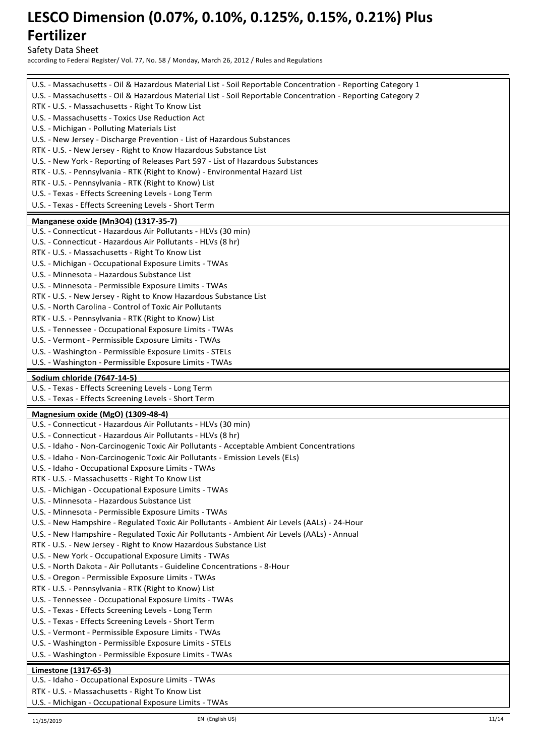U.S. - Massachusetts - Oil & Hazardous Material List - Soil Reportable Concentration - Reporting Category 1
U.S. - Massachusetts - Oil & Hazardous Material List - Soil Reportable Concentration - Reporting Category 2
RTK - U.S. - Massachusetts - Right To Know List
U.S. - Massachusetts - Toxics Use Reduction Act
U.S. - Michigan - Polluting Materials List
U.S. - New Jersey - Discharge Prevention - List of Hazardous Substances
RTK - U.S. - New Jersey - Right to Know Hazardous Substance List
U.S. - New York - Reporting of Releases Part 597 - List of Hazardous Substances
RTK - U.S. - Pennsylvania - RTK (Right to Know) - Environmental Hazard List
RTK - U.S. - Pennsylvania - RTK (Right to Know) List
U.S. - Texas - Effects Screening Levels - Long Term
U.S. - Texas - Effects Screening Levels - Short Term

**Manganese oxide ($Mn_3O_4$) (1317-35-7)**

U.S. - Connecticut - Hazardous Air Pollutants - HLVs (30 min)
U.S. - Connecticut - Hazardous Air Pollutants - HLVs (8 hr)
RTK - U.S. - Massachusetts - Right To Know List
U.S. - Michigan - Occupational Exposure Limits - TWAs
U.S. - Minnesota - Hazardous Substance List
U.S. - Minnesota - Permissible Exposure Limits - TWAs
RTK - U.S. - New Jersey - Right to Know Hazardous Substance List
U.S. - North Carolina - Control of Toxic Air Pollutants
RTK - U.S. - Pennsylvania - RTK (Right to Know) List
U.S. - Tennessee - Occupational Exposure Limits - TWAs
U.S. - Vermont - Permissible Exposure Limits - TWAs
U.S. - Washington - Permissible Exposure Limits - STELs
U.S. - Washington - Permissible Exposure Limits - TWAs

**Sodium chloride (7647-14-5)**

U.S. - Texas - Effects Screening Levels - Long Term
U.S. - Texas - Effects Screening Levels - Short Term

**Magnesium oxide (MgO) (1309-48-4)**

U.S. - Connecticut - Hazardous Air Pollutants - HLVs (30 min)
U.S. - Connecticut - Hazardous Air Pollutants - HLVs (8 hr)
U.S. - Idaho - Non-Carcinogenic Toxic Air Pollutants - Acceptable Ambient Concentrations
U.S. - Idaho - Non-Carcinogenic Toxic Air Pollutants - Emission Levels (ELs)
U.S. - Idaho - Occupational Exposure Limits - TWAs
RTK - U.S. - Massachusetts - Right To Know List
U.S. - Michigan - Occupational Exposure Limits - TWAs
U.S. - Minnesota - Hazardous Substance List
U.S. - Minnesota - Permissible Exposure Limits - TWAs
U.S. - New Hampshire - Regulated Toxic Air Pollutants - Ambient Air Levels (AALs) - 24-Hour
U.S. - New Hampshire - Regulated Toxic Air Pollutants - Ambient Air Levels (AALs) - Annual
RTK - U.S. - New Jersey - Right to Know Hazardous Substance List
U.S. - New York - Occupational Exposure Limits - TWAs
U.S. - North Dakota - Air Pollutants - Guideline Concentrations - 8-Hour
U.S. - Oregon - Permissible Exposure Limits - TWAs
RTK - U.S. - Pennsylvania - RTK (Right to Know) List
U.S. - Tennessee - Occupational Exposure Limits - TWAs
U.S. - Texas - Effects Screening Levels - Long Term
U.S. - Texas - Effects Screening Levels - Short Term
U.S. - Vermont - Permissible Exposure Limits - TWAs
U.S. - Washington - Permissible Exposure Limits - STELs
U.S. - Washington - Permissible Exposure Limits - TWAs

**Limestone (1317-65-3)**

U.S. - Idaho - Occupational Exposure Limits - TWAs
RTK - U.S. - Massachusetts - Right To Know List
U.S. - Michigan - Occupational Exposure Limits - TWAs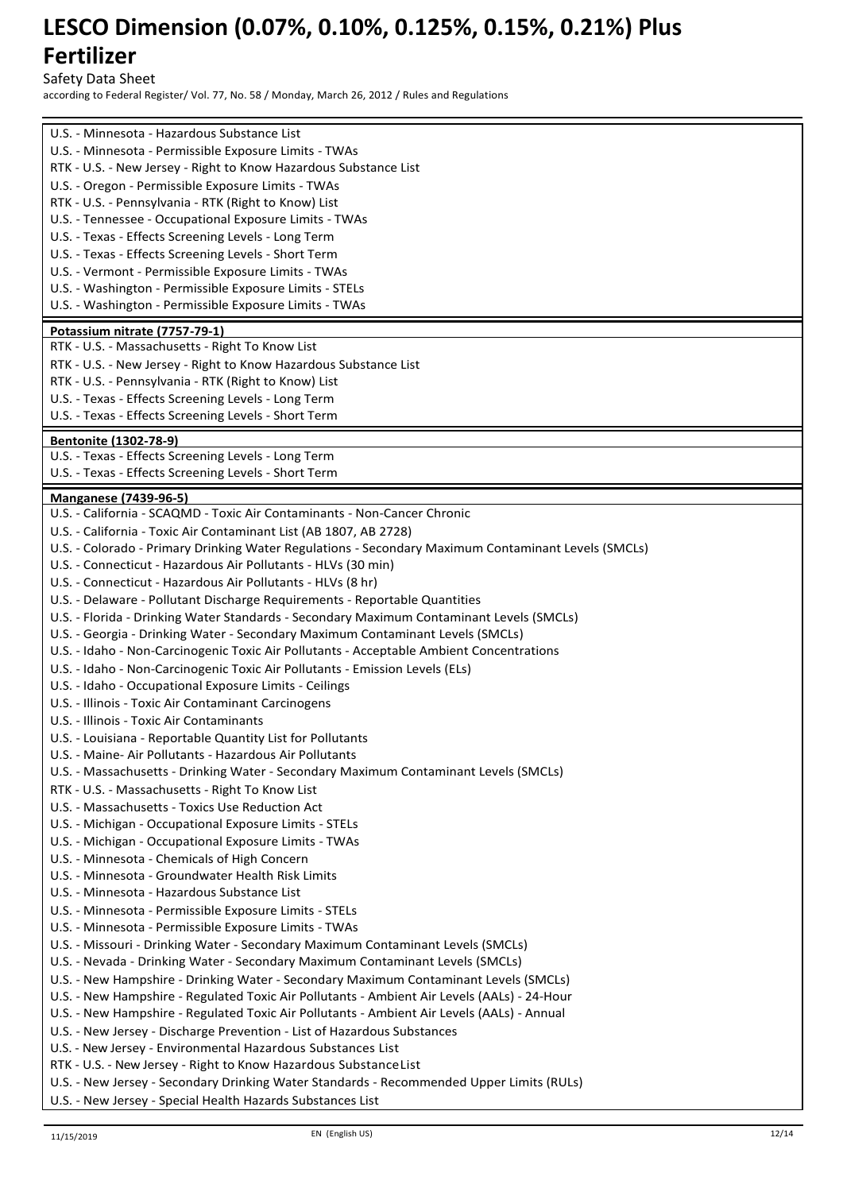U.S. - Minnesota - Hazardous Substance List
U.S. - Minnesota - Permissible Exposure Limits - TWAs
RTK - U.S. - New Jersey - Right to Know Hazardous Substance List
U.S. - Oregon - Permissible Exposure Limits - TWAs
RTK - U.S. - Pennsylvania - RTK (Right to Know) List
U.S. - Tennessee - Occupational Exposure Limits - TWAs
U.S. - Texas - Effects Screening Levels - Long Term
U.S. - Texas - Effects Screening Levels - Short Term
U.S. - Vermont - Permissible Exposure Limits - TWAs
U.S. - Washington - Permissible Exposure Limits - STELs
U.S. - Washington - Permissible Exposure Limits - TWAs

**Potassium nitrate (7757-79-1)**

RTK - U.S. - Massachusetts - Right To Know List
RTK - U.S. - New Jersey - Right to Know Hazardous Substance List
RTK - U.S. - Pennsylvania - RTK (Right to Know) List
U.S. - Texas - Effects Screening Levels - Long Term
U.S. - Texas - Effects Screening Levels - Short Term

**Bentonite (1302-78-9)**

U.S. - Texas - Effects Screening Levels - Long Term
U.S. - Texas - Effects Screening Levels - Short Term

**Manganese (7439-96-5)**

U.S. - California - SCAQMD - Toxic Air Contaminants - Non-Cancer Chronic
U.S. - California - Toxic Air Contaminant List (AB 1807, AB 2728)
U.S. - Colorado - Primary Drinking Water Regulations - Secondary Maximum Contaminant Levels (SMCLs)
U.S. - Connecticut - Hazardous Air Pollutants - HLVs (30 min)
U.S. - Connecticut - Hazardous Air Pollutants - HLVs (8 hr)
U.S. - Delaware - Pollutant Discharge Requirements - Reportable Quantities
U.S. - Florida - Drinking Water Standards - Secondary Maximum Contaminant Levels (SMCLs)
U.S. - Georgia - Drinking Water - Secondary Maximum Contaminant Levels (SMCLs)
U.S. - Idaho - Non-Carcinogenic Toxic Air Pollutants - Acceptable Ambient Concentrations
U.S. - Idaho - Non-Carcinogenic Toxic Air Pollutants - Emission Levels (ELs)
U.S. - Idaho - Occupational Exposure Limits - Ceilings
U.S. - Illinois - Toxic Air Contaminant Carcinogens
U.S. - Illinois - Toxic Air Contaminants
U.S. - Louisiana - Reportable Quantity List for Pollutants
U.S. - Maine- Air Pollutants - Hazardous Air Pollutants
U.S. - Massachusetts - Drinking Water - Secondary Maximum Contaminant Levels (SMCLs)
RTK - U.S. - Massachusetts - Right To Know List
U.S. - Massachusetts - Toxics Use Reduction Act
U.S. - Michigan - Occupational Exposure Limits - STELs
U.S. - Michigan - Occupational Exposure Limits - TWAs
U.S. - Minnesota - Chemicals of High Concern
U.S. - Minnesota - Groundwater Health Risk Limits
U.S. - Minnesota - Hazardous Substance List
U.S. - Minnesota - Permissible Exposure Limits - STELs
U.S. - Minnesota - Permissible Exposure Limits - TWAs
U.S. - Missouri - Drinking Water - Secondary Maximum Contaminant Levels (SMCLs)
U.S. - Nevada - Drinking Water - Secondary Maximum Contaminant Levels (SMCLs)
U.S. - New Hampshire - Drinking Water - Secondary Maximum Contaminant Levels (SMCLs)
U.S. - New Hampshire - Regulated Toxic Air Pollutants - Ambient Air Levels (AALs) - 24-Hour
U.S. - New Hampshire - Regulated Toxic Air Pollutants - Ambient Air Levels (AALs) - Annual
U.S. - New Jersey - Discharge Prevention - List of Hazardous Substances
U.S. - New Jersey - Environmental Hazardous Substances List
RTK - U.S. - New Jersey - Right to Know Hazardous Substance List
U.S. - New Jersey - Secondary Drinking Water Standards - Recommended Upper Limits (RULs)
U.S. - New Jersey - Special Health Hazards Substances List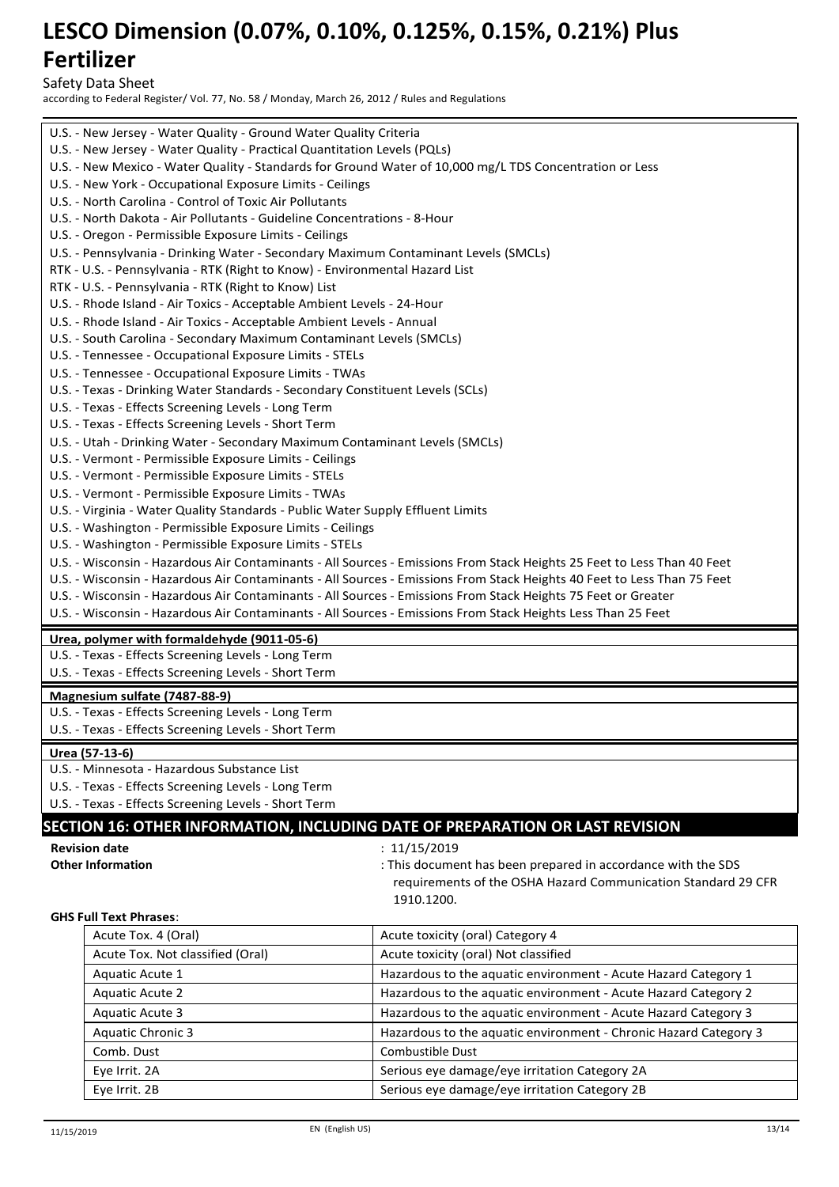U.S. - New Jersey - Water Quality - Ground Water Quality Criteria
U.S. - New Jersey - Water Quality - Practical Quantitation Levels (PQLs)
U.S. - New Mexico - Water Quality - Standards for Ground Water of 10,000 mg/L TDS Concentration or Less
U.S. - New York - Occupational Exposure Limits - Ceilings
U.S. - North Carolina - Control of Toxic Air Pollutants
U.S. - North Dakota - Air Pollutants - Guideline Concentrations - 8-Hour
U.S. - Oregon - Permissible Exposure Limits - Ceilings
U.S. - Pennsylvania - Drinking Water - Secondary Maximum Contaminant Levels (SMCLs)
RTK - U.S. - Pennsylvania - RTK (Right to Know) - Environmental Hazard List
RTK - U.S. - Pennsylvania - RTK (Right to Know) List
U.S. - Rhode Island - Air Toxics - Acceptable Ambient Levels - 24-Hour
U.S. - Rhode Island - Air Toxics - Acceptable Ambient Levels - Annual
U.S. - South Carolina - Secondary Maximum Contaminant Levels (SMCLs)
U.S. - Tennessee - Occupational Exposure Limits - STELs
U.S. - Tennessee - Occupational Exposure Limits - TWAs
U.S. - Texas - Drinking Water Standards - Secondary Constituent Levels (SCLs)
U.S. - Texas - Effects Screening Levels - Long Term
U.S. - Texas - Effects Screening Levels - Short Term
U.S. - Utah - Drinking Water - Secondary Maximum Contaminant Levels (SMCLs)
U.S. - Vermont - Permissible Exposure Limits - Ceilings
U.S. - Vermont - Permissible Exposure Limits - STELs
U.S. - Vermont - Permissible Exposure Limits - TWAs
U.S. - Virginia - Water Quality Standards - Public Water Supply Effluent Limits
U.S. - Washington - Permissible Exposure Limits - Ceilings
U.S. - Washington - Permissible Exposure Limits - STELs
U.S. - Wisconsin - Hazardous Air Contaminants - All Sources - Emissions From Stack Heights 25 Feet to Less Than 40 Feet
U.S. - Wisconsin - Hazardous Air Contaminants - All Sources - Emissions From Stack Heights 40 Feet to Less Than 75 Feet
U.S. - Wisconsin - Hazardous Air Contaminants - All Sources - Emissions From Stack Heights 75 Feet or Greater
U.S. - Wisconsin - Hazardous Air Contaminants - All Sources - Emissions From Stack Heights Less Than 25 Feet

**Urea, polymer with formaldehyde (9011-05-6)**

U.S. - Texas - Effects Screening Levels - Long Term
U.S. - Texas - Effects Screening Levels - Short Term

**Magnesium sulfate (7487-88-9)**

U.S. - Texas - Effects Screening Levels - Long Term
U.S. - Texas - Effects Screening Levels - Short Term

**Urea (57-13-6)**

U.S. - Minnesota - Hazardous Substance List
U.S. - Texas - Effects Screening Levels - Long Term
U.S. - Texas - Effects Screening Levels - Short Term

## SECTION 16: OTHER INFORMATION, INCLUDING DATE OF PREPARATION OR LAST REVISION

**Revision date** : 11/15/2019

**Other Information** : This document has been prepared in accordance with the SDS requirements of the OSHA Hazard Communication Standard 29 CFR 1910.1200.

**GHS Full Text Phrases**:

| | |
|---|---|
| Acute Tox. 4 (Oral) | Acute toxicity (oral) Category 4 |
| Acute Tox. Not classified (Oral) | Acute toxicity (oral) Not classified |
| Aquatic Acute 1 | Hazardous to the aquatic environment - Acute Hazard Category 1 |
| Aquatic Acute 2 | Hazardous to the aquatic environment - Acute Hazard Category 2 |
| Aquatic Acute 3 | Hazardous to the aquatic environment - Acute Hazard Category 3 |
| Aquatic Chronic 3 | Hazardous to the aquatic environment - Chronic Hazard Category 3 |
| Comb. Dust | Combustible Dust |
| Eye Irrit. 2A | Serious eye damage/eye irritation Category 2A |
| Eye Irrit. 2B | Serious eye damage/eye irritation Category 2B |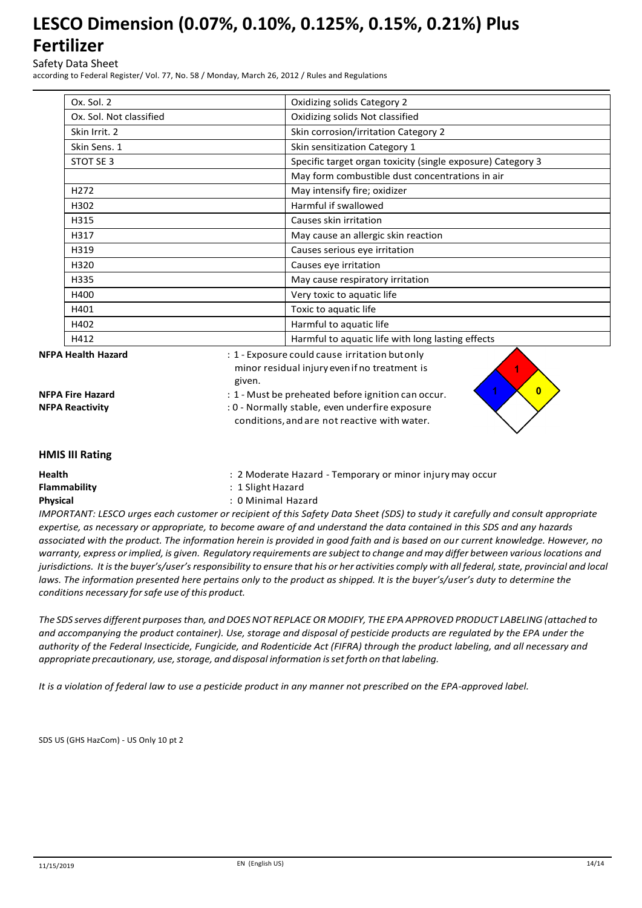| | |
|---|---|
| Ox. Sol. 2 | Oxidizing solids Category 2 |
| Ox. Sol. Not classified | Oxidizing solids Not classified |
| Skin Irrit. 2 | Skin corrosion/irritation Category 2 |
| Skin Sens. 1 | Skin sensitization Category 1 |
| STOT SE 3 | Specific target organ toxicity (single exposure) Category 3 |
| | May form combustible dust concentrations in air |
| H272 | May intensify fire; oxidizer |
| H302 | Harmful if swallowed |
| H315 | Causes skin irritation |
| H317 | May cause an allergic skin reaction |
| H319 | Causes serious eye irritation |
| H320 | Causes eye irritation |
| H335 | May cause respiratory irritation |
| H400 | Very toxic to aquatic life |
| H401 | Toxic to aquatic life |
| H402 | Harmful to aquatic life |
| H412 | Harmful to aquatic life with long lasting effects |

**NFPA Health Hazard** : 1 - Exposure could cause irritation but only minor residual injury even if no treatment is given.

**NFPA Fire Hazard** : 1 - Must be preheated before ignition can occur.

**NFPA Reactivity** : 0 - Normally stable, even under fire exposure conditions, and are not reactive with water.

1
1
0

### HMIS III Rating

**Health** : 2 Moderate Hazard - Temporary or minor injury may occur

**Flammability** : 1 Slight Hazard

**Physical** : 0 Minimal Hazard

*IMPORTANT: LESCO urges each customer or recipient of this Safety Data Sheet (SDS) to study it carefully and consult appropriate expertise, as necessary or appropriate, to become aware of and understand the data contained in this SDS and any hazards associated with the product. The information herein is provided in good faith and is based on our current knowledge. However, no warranty, express or implied, is given. Regulatory requirements are subject to change and may differ between various locations and jurisdictions. It is the buyer's/user's responsibility to ensure that his or her activities comply with all federal, state, provincial and local laws. The information presented here pertains only to the product as shipped. It is the buyer's/user's duty to determine the conditions necessary for safe use of this product.*

*The SDS serves different purposes than, and DOES NOT REPLACE OR MODIFY, THE EPA APPROVED PRODUCT LABELING (attached to and accompanying the product container). Use, storage and disposal of pesticide products are regulated by the EPA under the authority of the Federal Insecticide, Fungicide, and Rodenticide Act (FIFRA) through the product labeling, and all necessary and appropriate precautionary, use, storage, and disposal information is set forth on that labeling.*

*It is a violation of federal law to use a pesticide product in any manner not prescribed on the EPA-approved label.*

SDS US (GHS HazCom) - US Only 10 pt 2